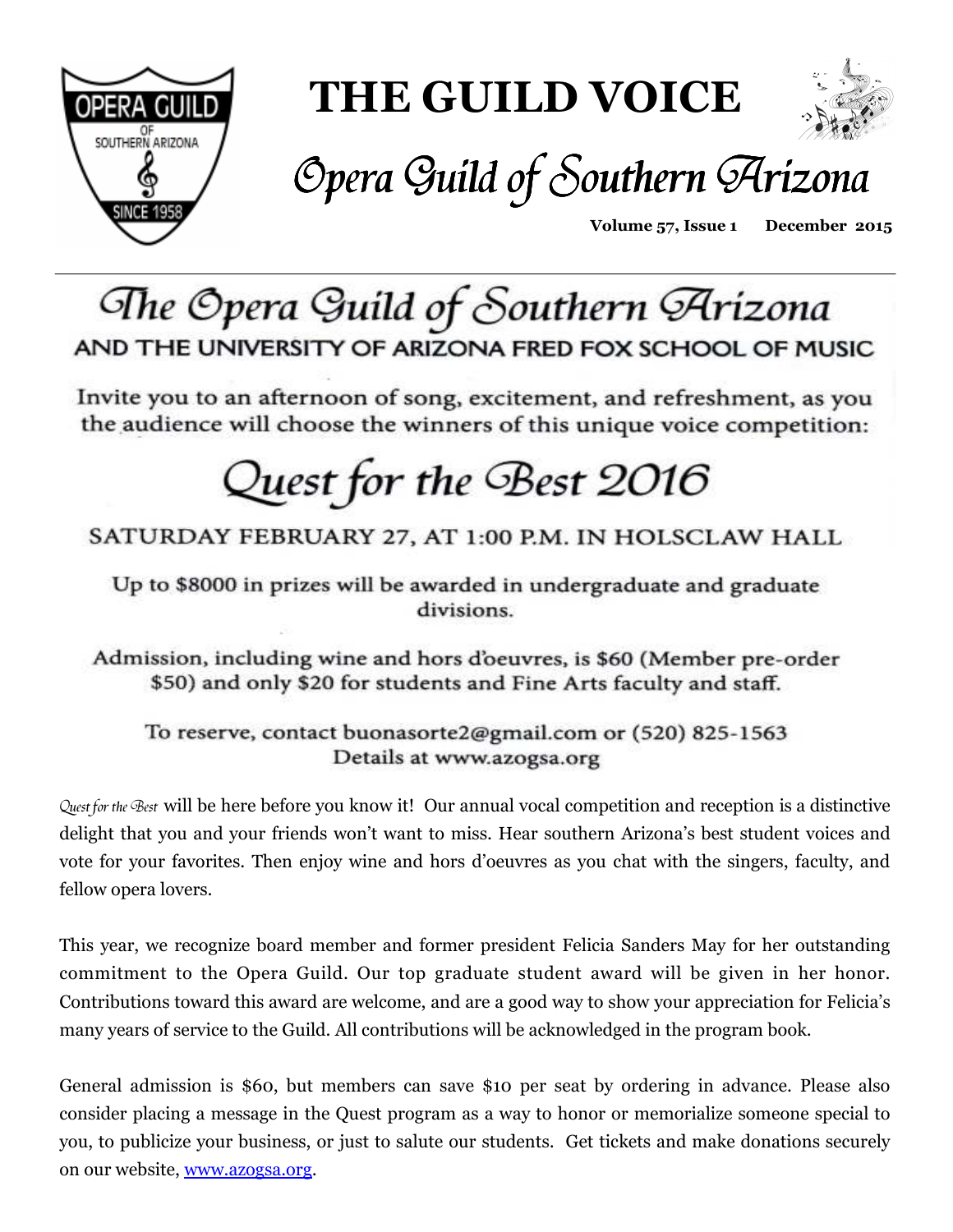# THE GUILD VOICE

## Opera Guild of Southern Arizona

**Volume 57, Issue 1** **December 2015**

---

## The Opera Guild of Southern Arizona

### AND THE UNIVERSITY OF ARIZONA FRED FOX SCHOOL OF MUSIC

Invite you to an afternoon of song, excitement, and refreshment, as you the audience will choose the winners of this unique voice competition:

## Quest for the Best 2016

SATURDAY FEBRUARY 27, AT 1:00 P.M. IN HOLSCLAW HALL

Up to $8000 in prizes will be awarded in undergraduate and graduate divisions.

Admission, including wine and hors d'oeuvres, is $60 (Member pre-order $50) and only $20 for students and Fine Arts faculty and staff.

To reserve, contact buonasorte2@gmail.com or (520) 825-1563
Details at www.azogsa.org

*Quest for the Best* will be here before you know it! Our annual vocal competition and reception is a distinctive delight that you and your friends won't want to miss. Hear southern Arizona's best student voices and vote for your favorites. Then enjoy wine and hors d'oeuvres as you chat with the singers, faculty, and fellow opera lovers.

This year, we recognize board member and former president Felicia Sanders May for her outstanding commitment to the Opera Guild. Our top graduate student award will be given in her honor. Contributions toward this award are welcome, and are a good way to show your appreciation for Felicia's many years of service to the Guild. All contributions will be acknowledged in the program book.

General admission is $60, but members can save $10 per seat by ordering in advance. Please also consider placing a message in the Quest program as a way to honor or memorialize someone special to you, to publicize your business, or just to salute our students. Get tickets and make donations securely on our website, [www.azogsa.org](http://www.azogsa.org).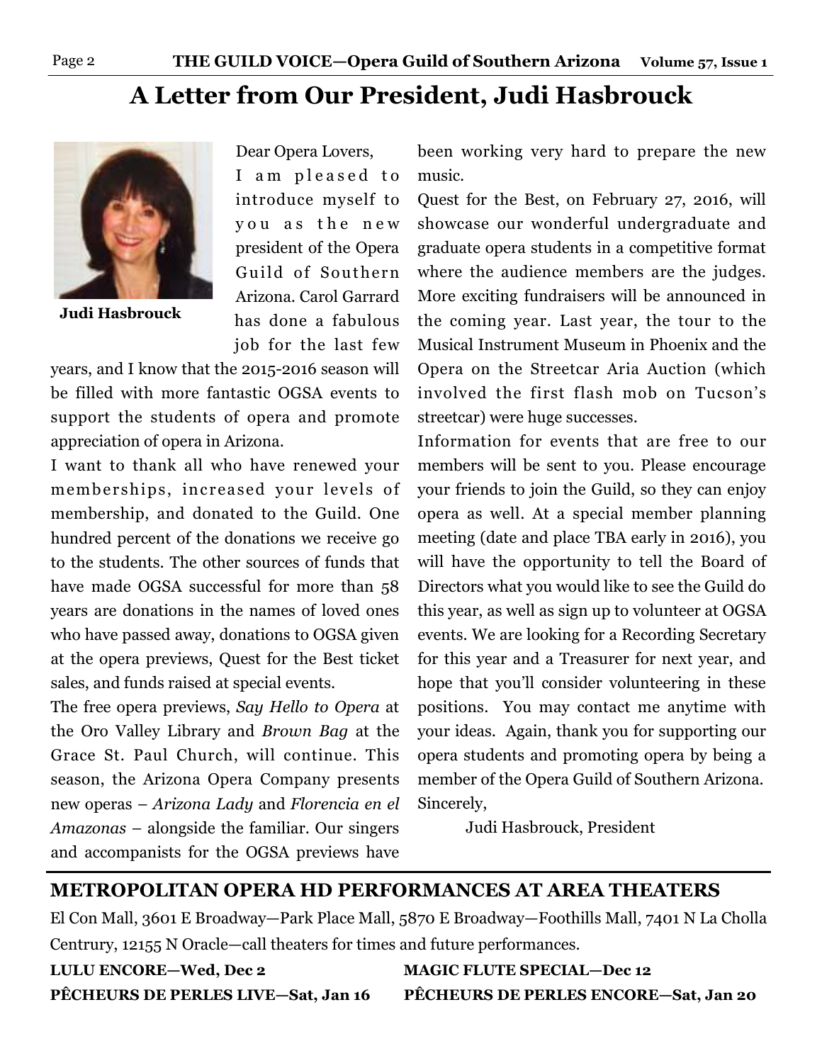# A Letter from Our President, Judi Hasbrouck

**Judi Hasbrouck**

Dear Opera Lovers,

I am pleased to introduce myself to you as the new president of the Opera Guild of Southern Arizona. Carol Garrard has done a fabulous job for the last few years, and I know that the 2015-2016 season will be filled with more fantastic OGSA events to support the students of opera and promote appreciation of opera in Arizona.

I want to thank all who have renewed your memberships, increased your levels of membership, and donated to the Guild. One hundred percent of the donations we receive go to the students. The other sources of funds that have made OGSA successful for more than 58 years are donations in the names of loved ones who have passed away, donations to OGSA given at the opera previews, Quest for the Best ticket sales, and funds raised at special events.

The free opera previews, *Say Hello to Opera* at the Oro Valley Library and *Brown Bag* at the Grace St. Paul Church, will continue. This season, the Arizona Opera Company presents new operas – *Arizona Lady* and *Florencia en el Amazonas* – alongside the familiar. Our singers and accompanists for the OGSA previews have been working very hard to prepare the new music.

Quest for the Best, on February 27, 2016, will showcase our wonderful undergraduate and graduate opera students in a competitive format where the audience members are the judges. More exciting fundraisers will be announced in the coming year. Last year, the tour to the Musical Instrument Museum in Phoenix and the Opera on the Streetcar Aria Auction (which involved the first flash mob on Tucson's streetcar) were huge successes.

Information for events that are free to our members will be sent to you. Please encourage your friends to join the Guild, so they can enjoy opera as well. At a special member planning meeting (date and place TBA early in 2016), you will have the opportunity to tell the Board of Directors what you would like to see the Guild do this year, as well as sign up to volunteer at OGSA events. We are looking for a Recording Secretary for this year and a Treasurer for next year, and hope that you'll consider volunteering in these positions. You may contact me anytime with your ideas. Again, thank you for supporting our opera students and promoting opera by being a member of the Opera Guild of Southern Arizona.

Sincerely,

Judi Hasbrouck, President

---

## METROPOLITAN OPERA HD PERFORMANCES AT AREA THEATERS

El Con Mall, 3601 E Broadway—Park Place Mall, 5870 E Broadway—Foothills Mall, 7401 N La Cholla Centrury, 12155 N Oracle—call theaters for times and future performances.

**LULU ENCORE—Wed, Dec 2**

**MAGIC FLUTE SPECIAL—Dec 12**

**PÊCHEURS DE PERLES LIVE—Sat, Jan 16**

**PÊCHEURS DE PERLES ENCORE—Sat, Jan 20**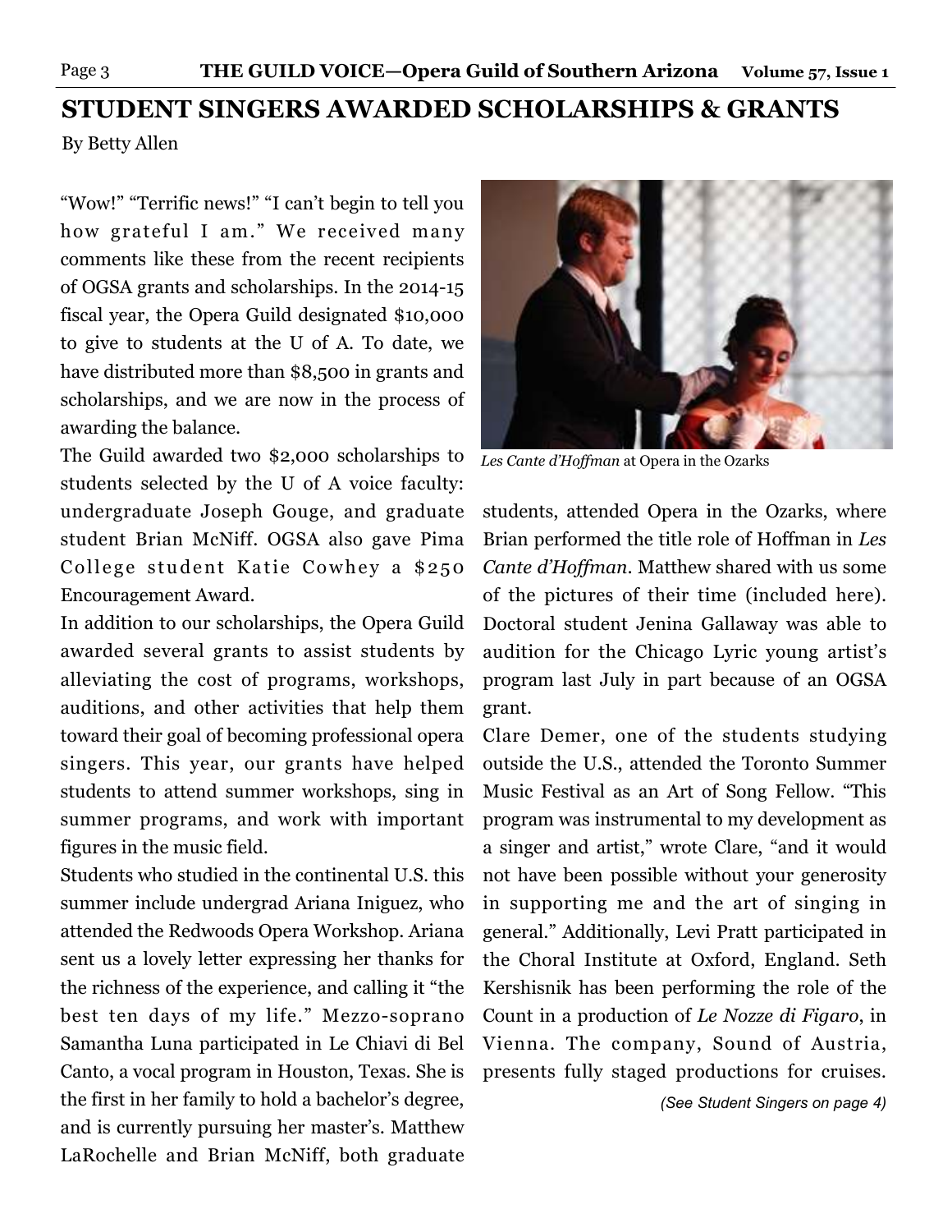# STUDENT SINGERS AWARDED SCHOLARSHIPS & GRANTS

By Betty Allen

"Wow!" "Terrific news!" "I can't begin to tell you how grateful I am." We received many comments like these from the recent recipients of OGSA grants and scholarships. In the 2014-15 fiscal year, the Opera Guild designated $10,000 to give to students at the U of A. To date, we have distributed more than $8,500 in grants and scholarships, and we are now in the process of awarding the balance.

The Guild awarded two $2,000 scholarships to students selected by the U of A voice faculty: undergraduate Joseph Gouge, and graduate student Brian McNiff. OGSA also gave Pima College student Katie Cowhey a $250 Encouragement Award.

In addition to our scholarships, the Opera Guild awarded several grants to assist students by alleviating the cost of programs, workshops, auditions, and other activities that help them toward their goal of becoming professional opera singers. This year, our grants have helped students to attend summer workshops, sing in summer programs, and work with important figures in the music field.

Students who studied in the continental U.S. this summer include undergrad Ariana Iniguez, who attended the Redwoods Opera Workshop. Ariana sent us a lovely letter expressing her thanks for the richness of the experience, and calling it "the best ten days of my life." Mezzo-soprano Samantha Luna participated in Le Chiavi di Bel Canto, a vocal program in Houston, Texas. She is the first in her family to hold a bachelor's degree, and is currently pursuing her master's. Matthew LaRochelle and Brian McNiff, both graduate students, attended Opera in the Ozarks, where Brian performed the title role of Hoffman in *Les Cante d'Hoffman*. Matthew shared with us some of the pictures of their time (included here). Doctoral student Jenina Gallaway was able to audition for the Chicago Lyric young artist's program last July in part because of an OGSA grant.

*Les Cante d'Hoffman* at Opera in the Ozarks

Clare Demer, one of the students studying outside the U.S., attended the Toronto Summer Music Festival as an Art of Song Fellow. "This program was instrumental to my development as a singer and artist," wrote Clare, "and it would not have been possible without your generosity in supporting me and the art of singing in general." Additionally, Levi Pratt participated in the Choral Institute at Oxford, England. Seth Kershisnik has been performing the role of the Count in a production of *Le Nozze di Figaro*, in Vienna. The company, Sound of Austria, presents fully staged productions for cruises.

*(See Student Singers on page 4)*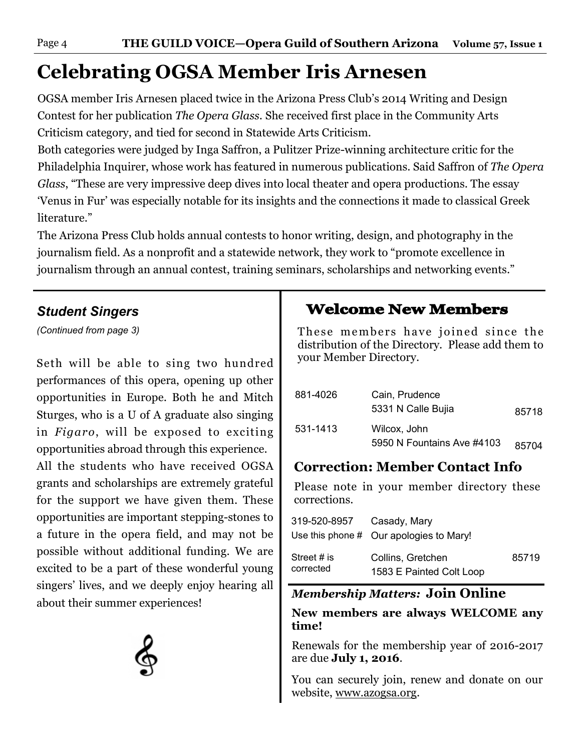# Celebrating OGSA Member Iris Arnesen

OGSA member Iris Arnesen placed twice in the Arizona Press Club's 2014 Writing and Design Contest for her publication *The Opera Glass*. She received first place in the Community Arts Criticism category, and tied for second in Statewide Arts Criticism.

Both categories were judged by Inga Saffron, a Pulitzer Prize-winning architecture critic for the Philadelphia Inquirer, whose work has featured in numerous publications. Said Saffron of *The Opera Glass*, "These are very impressive deep dives into local theater and opera productions. The essay 'Venus in Fur' was especially notable for its insights and the connections it made to classical Greek literature."

The Arizona Press Club holds annual contests to honor writing, design, and photography in the journalism field. As a nonprofit and a statewide network, they work to "promote excellence in journalism through an annual contest, training seminars, scholarships and networking events."

## *Student Singers*

*(Continued from page 3)*

Seth will be able to sing two hundred performances of this opera, opening up other opportunities in Europe. Both he and Mitch Sturges, who is a U of A graduate also singing in *Figaro*, will be exposed to exciting opportunities abroad through this experience.

All the students who have received OGSA grants and scholarships are extremely grateful for the support we have given them. These opportunities are important stepping-stones to a future in the opera field, and may not be possible without additional funding. We are excited to be a part of these wonderful young singers' lives, and we deeply enjoy hearing all about their summer experiences!

## Welcome New Members

These members have joined since the distribution of the Directory. Please add them to your Member Directory.

| | | |
|---|---|---|
| 881-4026 | Cain, Prudence<br>5331 N Calle Bujia | 85718 |
| 531-1413 | Wilcox, John<br>5950 N Fountains Ave #4103 | 85704 |

## Correction: Member Contact Info

Please note in your member directory these corrections.

| | | |
|---|---|---|
| 319-520-8957<br>Use this phone # | Casady, Mary<br>Our apologies to Mary! | |
| Street # is corrected | Collins, Gretchen<br>1583 E Painted Colt Loop | 85719 |

### *Membership Matters:* Join Online

**New members are always WELCOME any time!**

Renewals for the membership year of 2016-2017 are due **July 1, 2016**.

You can securely join, renew and donate on our website, www.azogsa.org.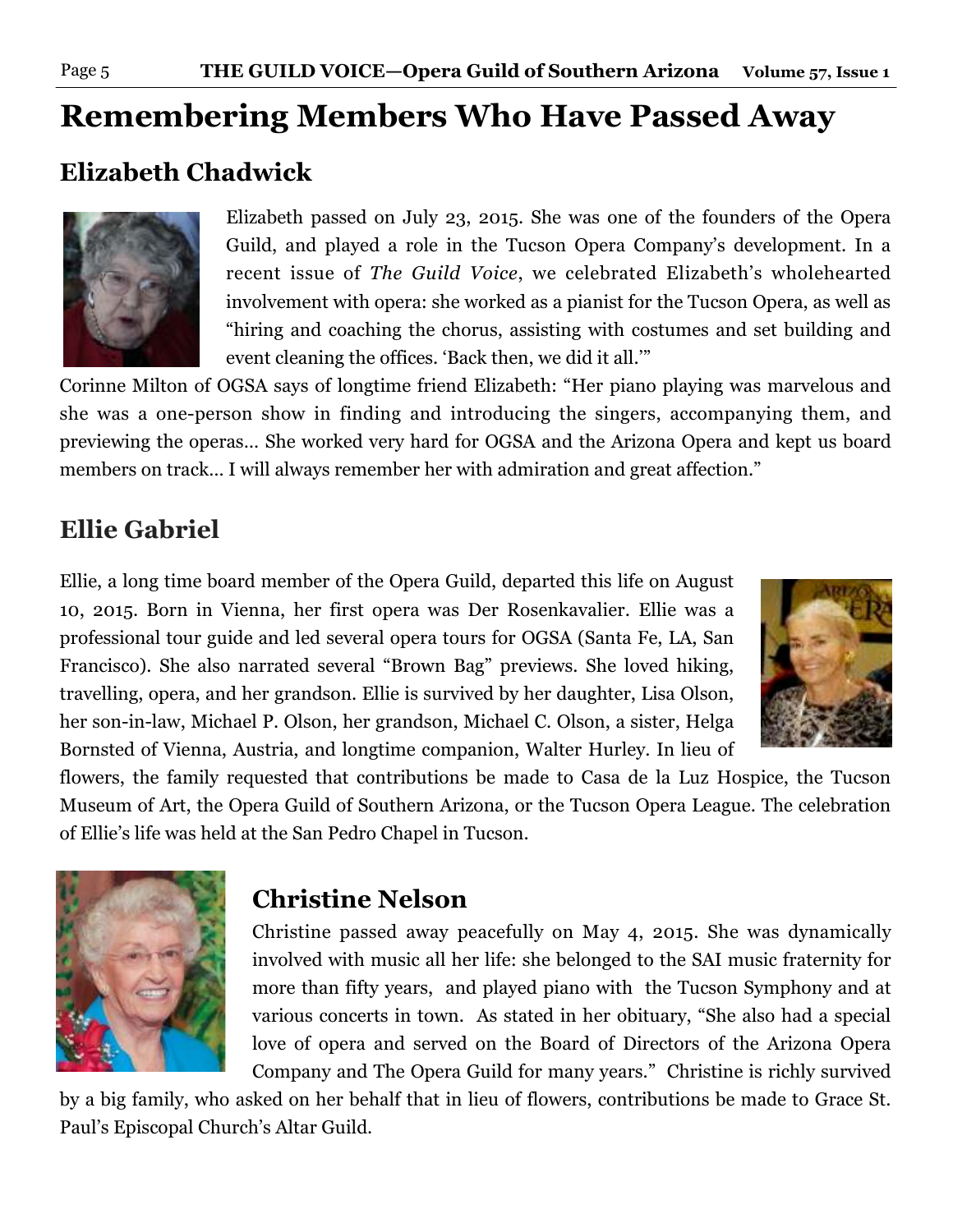# Remembering Members Who Have Passed Away

## Elizabeth Chadwick

Elizabeth passed on July 23, 2015. She was one of the founders of the Opera Guild, and played a role in the Tucson Opera Company's development. In a recent issue of *The Guild Voice*, we celebrated Elizabeth's wholehearted involvement with opera: she worked as a pianist for the Tucson Opera, as well as "hiring and coaching the chorus, assisting with costumes and set building and event cleaning the offices. 'Back then, we did it all.'"

Corinne Milton of OGSA says of longtime friend Elizabeth: "Her piano playing was marvelous and she was a one-person show in finding and introducing the singers, accompanying them, and previewing the operas… She worked very hard for OGSA and the Arizona Opera and kept us board members on track… I will always remember her with admiration and great affection."

## Ellie Gabriel

Ellie, a long time board member of the Opera Guild, departed this life on August 10, 2015. Born in Vienna, her first opera was Der Rosenkavalier. Ellie was a professional tour guide and led several opera tours for OGSA (Santa Fe, LA, San Francisco). She also narrated several "Brown Bag" previews. She loved hiking, travelling, opera, and her grandson. Ellie is survived by her daughter, Lisa Olson, her son-in-law, Michael P. Olson, her grandson, Michael C. Olson, a sister, Helga Bornsted of Vienna, Austria, and longtime companion, Walter Hurley. In lieu of flowers, the family requested that contributions be made to Casa de la Luz Hospice, the Tucson Museum of Art, the Opera Guild of Southern Arizona, or the Tucson Opera League. The celebration of Ellie's life was held at the San Pedro Chapel in Tucson.

## Christine Nelson

Christine passed away peacefully on May 4, 2015. She was dynamically involved with music all her life: she belonged to the SAI music fraternity for more than fifty years, and played piano with the Tucson Symphony and at various concerts in town. As stated in her obituary, "She also had a special love of opera and served on the Board of Directors of the Arizona Opera Company and The Opera Guild for many years." Christine is richly survived by a big family, who asked on her behalf that in lieu of flowers, contributions be made to Grace St. Paul's Episcopal Church's Altar Guild.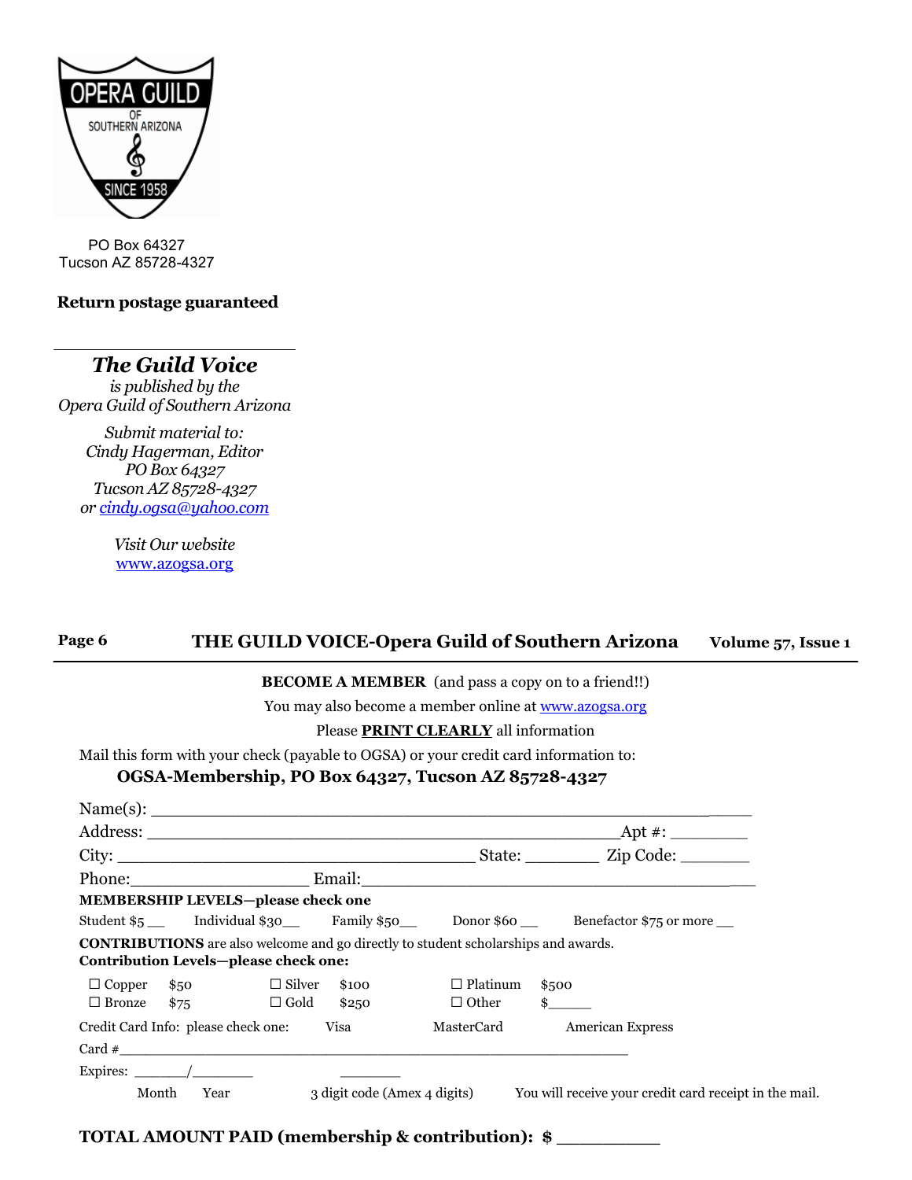OPERA GUILD OF SOUTHERN ARIZONA SINCE 1958

PO Box 64327
Tucson AZ 85728-4327

**Return postage guaranteed**

---

***The Guild Voice***
*is published by the*
*Opera Guild of Southern Arizona*

*Submit material to:*
*Cindy Hagerman, Editor*
*PO Box 64327*
*Tucson AZ 85728-4327*
*or cindy.ogsa@yahoo.com*

*Visit Our website*
www.azogsa.org

---

**BECOME A MEMBER** (and pass a copy on to a friend!!)

You may also become a member online at www.azogsa.org

Please **PRINT CLEARLY** all information

Mail this form with your check (payable to OGSA) or your credit card information to:

**OGSA-Membership, PO Box 64327, Tucson AZ 85728-4327**

Name(s): ______________________________________________________________

Address: ________________________________________________Apt #: _________

City: _____________________________________ State: ________ Zip Code: ________

Phone:__________________ Email:______________________________________

**MEMBERSHIP LEVELS—please check one**

Student $5 __  Individual $30__  Family $50__  Donor $60 __  Benefactor $75 or more __

**CONTRIBUTIONS** are also welcome and go directly to student scholarships and awards.

**Contribution Levels—please check one:**

| | | | | | |
|---|---|---|---|---|---|
| ☐ Copper | $50 | ☐ Silver | $100 | ☐ Platinum | $500 |
| ☐ Bronze | $75 | ☐ Gold | $250 | ☐ Other | $_____ |

Credit Card Info: please check one:  Visa  MasterCard  American Express

Card #____________________________________________________________

Expires: ______/________  ________

Month  Year  3 digit code (Amex 4 digits)  You will receive your credit card receipt in the mail.

**TOTAL AMOUNT PAID (membership & contribution): $ __________**